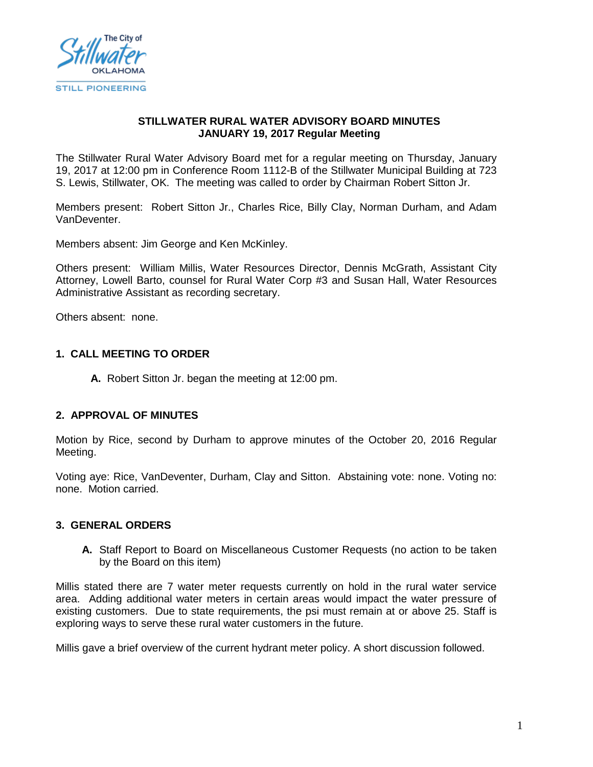# STILLWATER RURAL WATER ADVISORY BOARD MINUTES
## JANUARY 19, 2017 Regular Meeting

The Stillwater Rural Water Advisory Board met for a regular meeting on Thursday, January 19, 2017 at 12:00 pm in Conference Room 1112-B of the Stillwater Municipal Building at 723 S. Lewis, Stillwater, OK. The meeting was called to order by Chairman Robert Sitton Jr.

Members present: Robert Sitton Jr., Charles Rice, Billy Clay, Norman Durham, and Adam VanDeventer.

Members absent: Jim George and Ken McKinley.

Others present: William Millis, Water Resources Director, Dennis McGrath, Assistant City Attorney, Lowell Barto, counsel for Rural Water Corp #3 and Susan Hall, Water Resources Administrative Assistant as recording secretary.

Others absent: none.

## 1. CALL MEETING TO ORDER

**A.** Robert Sitton Jr. began the meeting at 12:00 pm.

## 2. APPROVAL OF MINUTES

Motion by Rice, second by Durham to approve minutes of the October 20, 2016 Regular Meeting.

Voting aye: Rice, VanDeventer, Durham, Clay and Sitton. Abstaining vote: none. Voting no: none. Motion carried.

## 3. GENERAL ORDERS

**A.** Staff Report to Board on Miscellaneous Customer Requests (no action to be taken by the Board on this item)

Millis stated there are 7 water meter requests currently on hold in the rural water service area. Adding additional water meters in certain areas would impact the water pressure of existing customers. Due to state requirements, the psi must remain at or above 25. Staff is exploring ways to serve these rural water customers in the future.

Millis gave a brief overview of the current hydrant meter policy. A short discussion followed.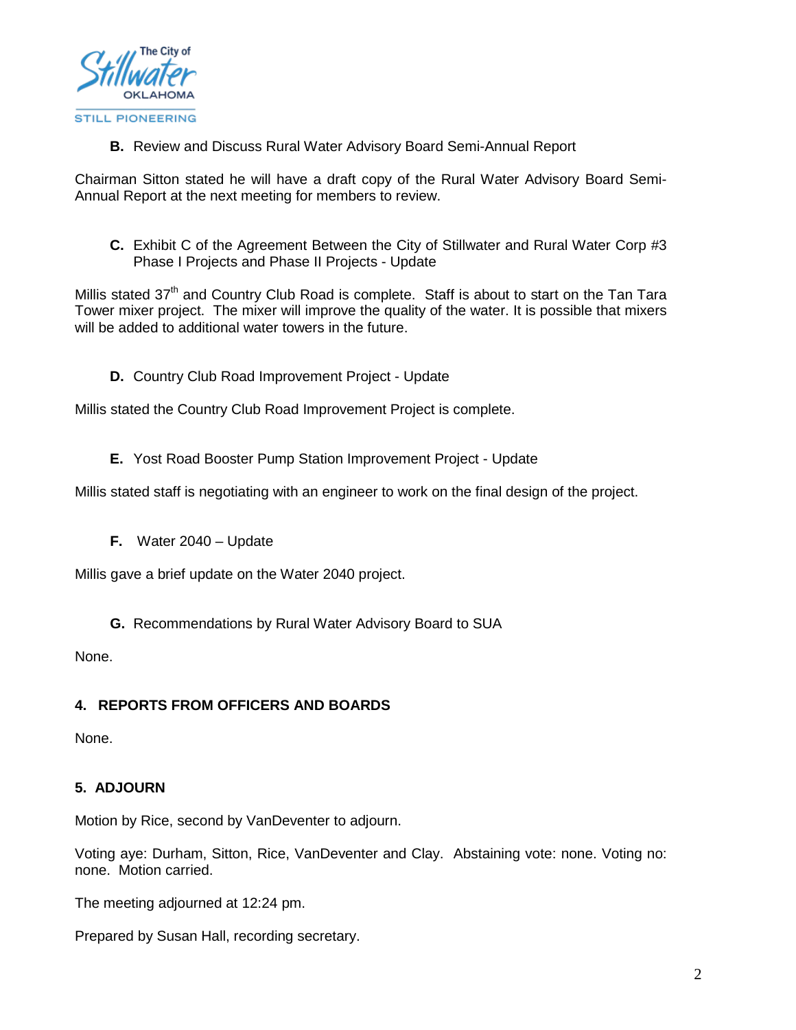**B.** Review and Discuss Rural Water Advisory Board Semi-Annual Report

Chairman Sitton stated he will have a draft copy of the Rural Water Advisory Board Semi-Annual Report at the next meeting for members to review.

**C.** Exhibit C of the Agreement Between the City of Stillwater and Rural Water Corp #3 Phase I Projects and Phase II Projects - Update

Millis stated 37th and Country Club Road is complete. Staff is about to start on the Tan Tara Tower mixer project. The mixer will improve the quality of the water. It is possible that mixers will be added to additional water towers in the future.

**D.** Country Club Road Improvement Project - Update

Millis stated the Country Club Road Improvement Project is complete.

**E.** Yost Road Booster Pump Station Improvement Project - Update

Millis stated staff is negotiating with an engineer to work on the final design of the project.

**F.** Water 2040 – Update

Millis gave a brief update on the Water 2040 project.

**G.** Recommendations by Rural Water Advisory Board to SUA

None.

## 4. REPORTS FROM OFFICERS AND BOARDS

None.

## 5. ADJOURN

Motion by Rice, second by VanDeventer to adjourn.

Voting aye: Durham, Sitton, Rice, VanDeventer and Clay. Abstaining vote: none. Voting no: none. Motion carried.

The meeting adjourned at 12:24 pm.

Prepared by Susan Hall, recording secretary.